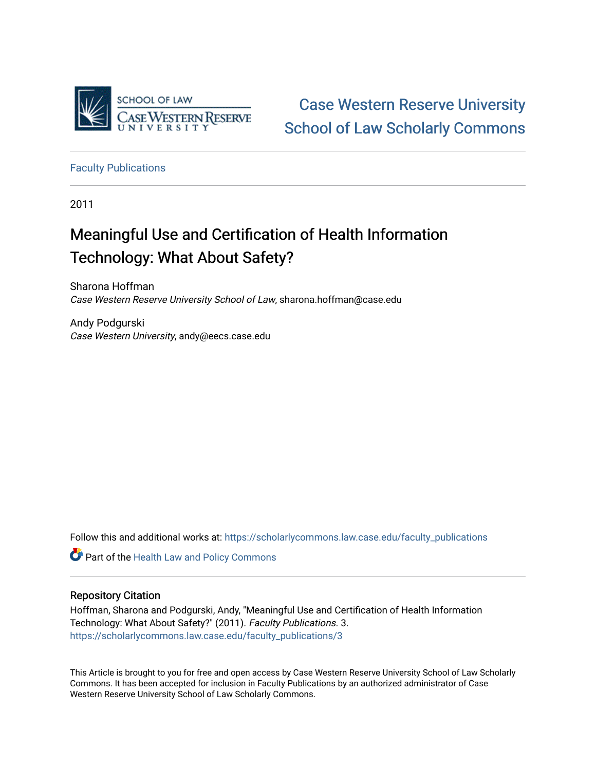Case Western Reserve University School of Law Scholarly Commons

Faculty Publications

2011

# Meaningful Use and Certification of Health Information Technology: What About Safety?

Sharona Hoffman
*Case Western Reserve University School of Law*, sharona.hoffman@case.edu

Andy Podgurski
*Case Western University*, andy@eecs.case.edu

Follow this and additional works at: https://scholarlycommons.law.case.edu/faculty_publications

Part of the Health Law and Policy Commons

## Repository Citation

Hoffman, Sharona and Podgurski, Andy, "Meaningful Use and Certification of Health Information Technology: What About Safety?" (2011). *Faculty Publications*. 3.
https://scholarlycommons.law.case.edu/faculty_publications/3

This Article is brought to you for free and open access by Case Western Reserve University School of Law Scholarly Commons. It has been accepted for inclusion in Faculty Publications by an authorized administrator of Case Western Reserve University School of Law Scholarly Commons.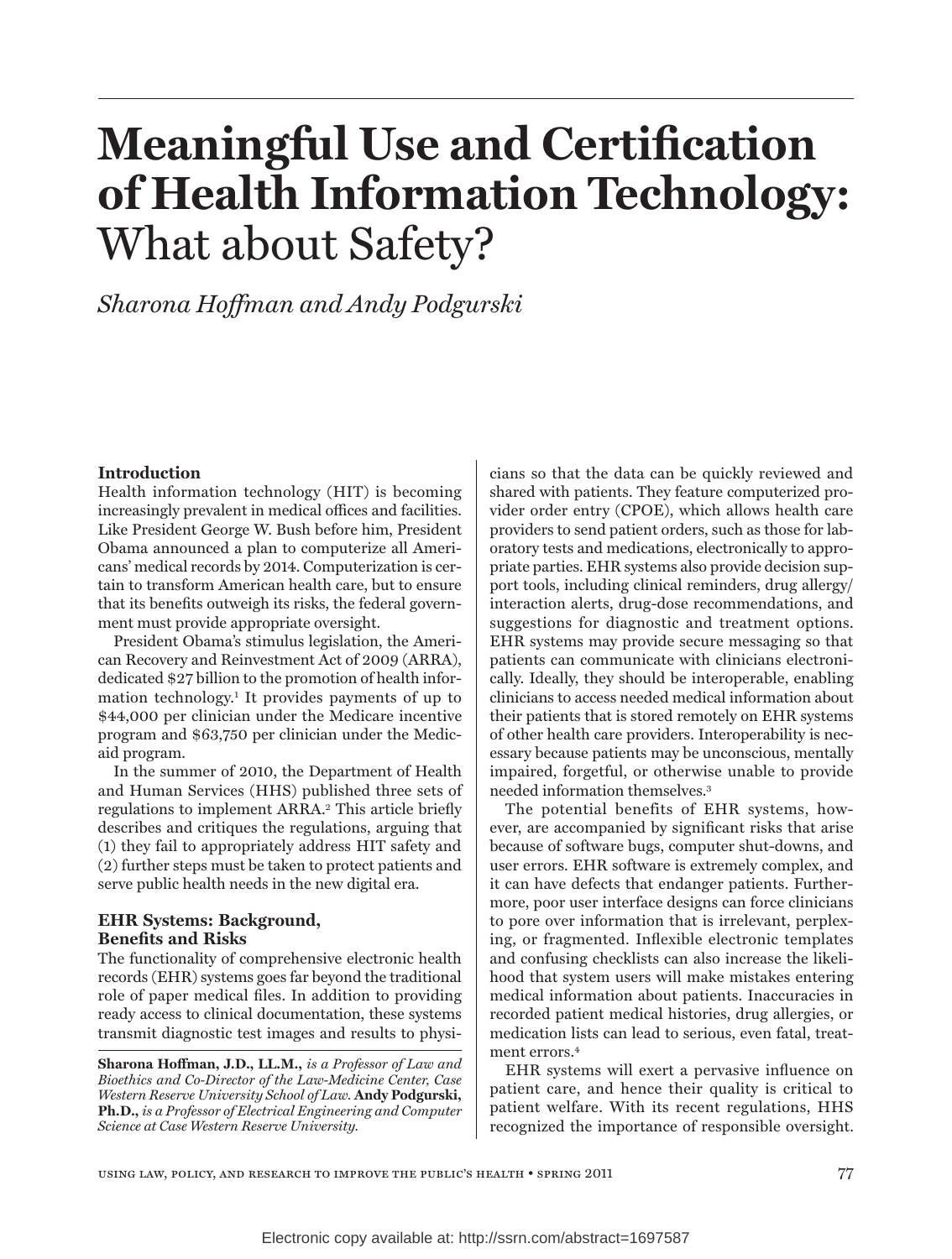# Meaningful Use and Certification of Health Information Technology: What about Safety?

*Sharona Hoffman and Andy Podgurski*

## Introduction

Health information technology (HIT) is becoming increasingly prevalent in medical offices and facilities. Like President George W. Bush before him, President Obama announced a plan to computerize all Americans' medical records by 2014. Computerization is certain to transform American health care, but to ensure that its benefits outweigh its risks, the federal government must provide appropriate oversight.

President Obama's stimulus legislation, the American Recovery and Reinvestment Act of 2009 (ARRA), dedicated $27 billion to the promotion of health information technology.[1] It provides payments of up to $44,000 per clinician under the Medicare incentive program and $63,750 per clinician under the Medicaid program.

In the summer of 2010, the Department of Health and Human Services (HHS) published three sets of regulations to implement ARRA.[2] This article briefly describes and critiques the regulations, arguing that (1) they fail to appropriately address HIT safety and (2) further steps must be taken to protect patients and serve public health needs in the new digital era.

## EHR Systems: Background, Benefits and Risks

The functionality of comprehensive electronic health records (EHR) systems goes far beyond the traditional role of paper medical files. In addition to providing ready access to clinical documentation, these systems transmit diagnostic test images and results to physicians so that the data can be quickly reviewed and shared with patients. They feature computerized provider order entry (CPOE), which allows health care providers to send patient orders, such as those for laboratory tests and medications, electronically to appropriate parties. EHR systems also provide decision support tools, including clinical reminders, drug allergy/interaction alerts, drug-dose recommendations, and suggestions for diagnostic and treatment options. EHR systems may provide secure messaging so that patients can communicate with clinicians electronically. Ideally, they should be interoperable, enabling clinicians to access needed medical information about their patients that is stored remotely on EHR systems of other health care providers. Interoperability is necessary because patients may be unconscious, mentally impaired, forgetful, or otherwise unable to provide needed information themselves.[3]

The potential benefits of EHR systems, however, are accompanied by significant risks that arise because of software bugs, computer shut-downs, and user errors. EHR software is extremely complex, and it can have defects that endanger patients. Furthermore, poor user interface designs can force clinicians to pore over information that is irrelevant, perplexing, or fragmented. Inflexible electronic templates and confusing checklists can also increase the likelihood that system users will make mistakes entering medical information about patients. Inaccuracies in recorded patient medical histories, drug allergies, or medication lists can lead to serious, even fatal, treatment errors.[4]

EHR systems will exert a pervasive influence on patient care, and hence their quality is critical to patient welfare. With its recent regulations, HHS recognized the importance of responsible oversight.

---

**Sharona Hoffman, J.D., LL.M.,** *is a Professor of Law and Bioethics and Co-Director of the Law-Medicine Center, Case Western Reserve University School of Law.* **Andy Podgurski, Ph.D.,** *is a Professor of Electrical Engineering and Computer Science at Case Western Reserve University.*

Electronic copy available at: http://ssrn.com/abstract=1697587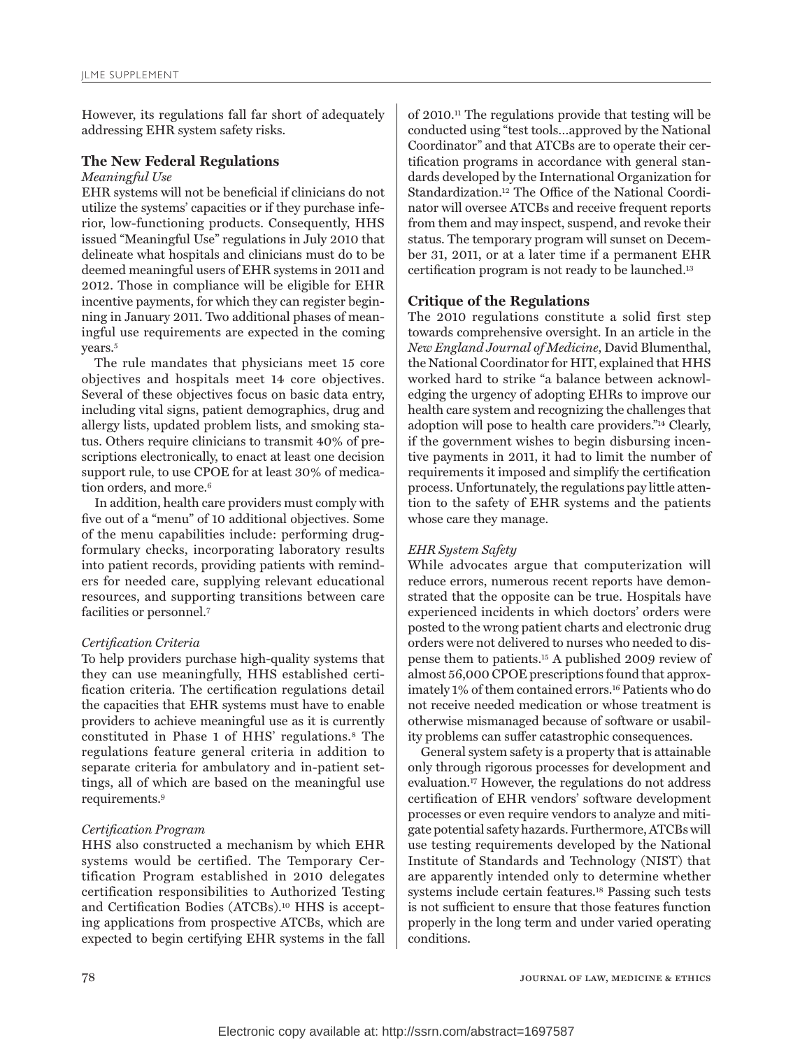However, its regulations fall far short of adequately addressing EHR system safety risks.

## The New Federal Regulations

### *Meaningful Use*

EHR systems will not be beneficial if clinicians do not utilize the systems' capacities or if they purchase inferior, low-functioning products. Consequently, HHS issued "Meaningful Use" regulations in July 2010 that delineate what hospitals and clinicians must do to be deemed meaningful users of EHR systems in 2011 and 2012. Those in compliance will be eligible for EHR incentive payments, for which they can register beginning in January 2011. Two additional phases of meaningful use requirements are expected in the coming years.[5]

The rule mandates that physicians meet 15 core objectives and hospitals meet 14 core objectives. Several of these objectives focus on basic data entry, including vital signs, patient demographics, drug and allergy lists, updated problem lists, and smoking status. Others require clinicians to transmit 40% of prescriptions electronically, to enact at least one decision support rule, to use CPOE for at least 30% of medication orders, and more.[6]

In addition, health care providers must comply with five out of a "menu" of 10 additional objectives. Some of the menu capabilities include: performing drug-formulary checks, incorporating laboratory results into patient records, providing patients with reminders for needed care, supplying relevant educational resources, and supporting transitions between care facilities or personnel.[7]

### *Certification Criteria*

To help providers purchase high-quality systems that they can use meaningfully, HHS established certification criteria. The certification regulations detail the capacities that EHR systems must have to enable providers to achieve meaningful use as it is currently constituted in Phase 1 of HHS' regulations.[8] The regulations feature general criteria in addition to separate criteria for ambulatory and in-patient settings, all of which are based on the meaningful use requirements.[9]

### *Certification Program*

HHS also constructed a mechanism by which EHR systems would be certified. The Temporary Certification Program established in 2010 delegates certification responsibilities to Authorized Testing and Certification Bodies (ATCBs).[10] HHS is accepting applications from prospective ATCBs, which are expected to begin certifying EHR systems in the fall of 2010.[11] The regulations provide that testing will be conducted using "test tools…approved by the National Coordinator" and that ATCBs are to operate their certification programs in accordance with general standards developed by the International Organization for Standardization.[12] The Office of the National Coordinator will oversee ATCBs and receive frequent reports from them and may inspect, suspend, and revoke their status. The temporary program will sunset on December 31, 2011, or at a later time if a permanent EHR certification program is not ready to be launched.[13]

## Critique of the Regulations

The 2010 regulations constitute a solid first step towards comprehensive oversight. In an article in the *New England Journal of Medicine*, David Blumenthal, the National Coordinator for HIT, explained that HHS worked hard to strike "a balance between acknowledging the urgency of adopting EHRs to improve our health care system and recognizing the challenges that adoption will pose to health care providers."[14] Clearly, if the government wishes to begin disbursing incentive payments in 2011, it had to limit the number of requirements it imposed and simplify the certification process. Unfortunately, the regulations pay little attention to the safety of EHR systems and the patients whose care they manage.

### *EHR System Safety*

While advocates argue that computerization will reduce errors, numerous recent reports have demonstrated that the opposite can be true. Hospitals have experienced incidents in which doctors' orders were posted to the wrong patient charts and electronic drug orders were not delivered to nurses who needed to dispense them to patients.[15] A published 2009 review of almost 56,000 CPOE prescriptions found that approximately 1% of them contained errors.[16] Patients who do not receive needed medication or whose treatment is otherwise mismanaged because of software or usability problems can suffer catastrophic consequences.

General system safety is a property that is attainable only through rigorous processes for development and evaluation.[17] However, the regulations do not address certification of EHR vendors' software development processes or even require vendors to analyze and mitigate potential safety hazards. Furthermore, ATCBs will use testing requirements developed by the National Institute of Standards and Technology (NIST) that are apparently intended only to determine whether systems include certain features.[18] Passing such tests is not sufficient to ensure that those features function properly in the long term and under varied operating conditions.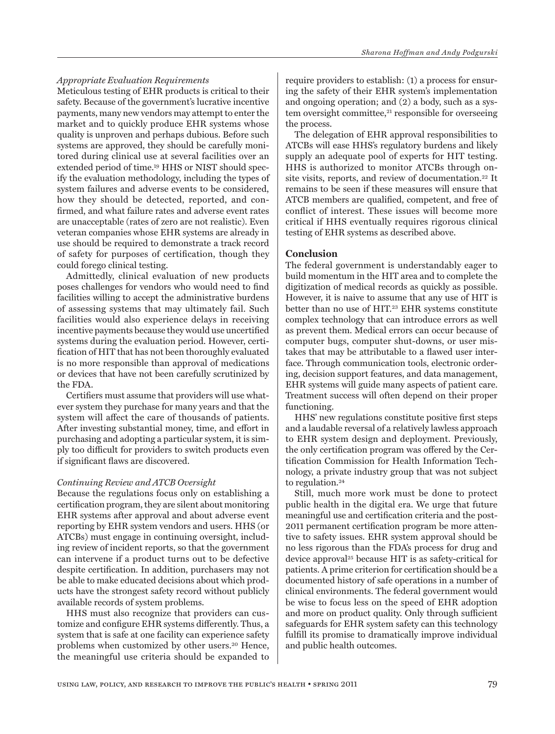*Appropriate Evaluation Requirements*

Meticulous testing of EHR products is critical to their safety. Because of the government's lucrative incentive payments, many new vendors may attempt to enter the market and to quickly produce EHR systems whose quality is unproven and perhaps dubious. Before such systems are approved, they should be carefully monitored during clinical use at several facilities over an extended period of time.[19] HHS or NIST should specify the evaluation methodology, including the types of system failures and adverse events to be considered, how they should be detected, reported, and confirmed, and what failure rates and adverse event rates are unacceptable (rates of zero are not realistic). Even veteran companies whose EHR systems are already in use should be required to demonstrate a track record of safety for purposes of certification, though they could forego clinical testing.

Admittedly, clinical evaluation of new products poses challenges for vendors who would need to find facilities willing to accept the administrative burdens of assessing systems that may ultimately fail. Such facilities would also experience delays in receiving incentive payments because they would use uncertified systems during the evaluation period. However, certification of HIT that has not been thoroughly evaluated is no more responsible than approval of medications or devices that have not been carefully scrutinized by the FDA.

Certifiers must assume that providers will use whatever system they purchase for many years and that the system will affect the care of thousands of patients. After investing substantial money, time, and effort in purchasing and adopting a particular system, it is simply too difficult for providers to switch products even if significant flaws are discovered.

*Continuing Review and ATCB Oversight*

Because the regulations focus only on establishing a certification program, they are silent about monitoring EHR systems after approval and about adverse event reporting by EHR system vendors and users. HHS (or ATCBs) must engage in continuing oversight, including review of incident reports, so that the government can intervene if a product turns out to be defective despite certification. In addition, purchasers may not be able to make educated decisions about which products have the strongest safety record without publicly available records of system problems.

HHS must also recognize that providers can customize and configure EHR systems differently. Thus, a system that is safe at one facility can experience safety problems when customized by other users.[20] Hence, the meaningful use criteria should be expanded to require providers to establish: (1) a process for ensuring the safety of their EHR system's implementation and ongoing operation; and (2) a body, such as a system oversight committee,[21] responsible for overseeing the process.

The delegation of EHR approval responsibilities to ATCBs will ease HHS's regulatory burdens and likely supply an adequate pool of experts for HIT testing. HHS is authorized to monitor ATCBs through on-site visits, reports, and review of documentation.[22] It remains to be seen if these measures will ensure that ATCB members are qualified, competent, and free of conflict of interest. These issues will become more critical if HHS eventually requires rigorous clinical testing of EHR systems as described above.

## Conclusion

The federal government is understandably eager to build momentum in the HIT area and to complete the digitization of medical records as quickly as possible. However, it is naive to assume that any use of HIT is better than no use of HIT.[23] EHR systems constitute complex technology that can introduce errors as well as prevent them. Medical errors can occur because of computer bugs, computer shut-downs, or user mistakes that may be attributable to a flawed user interface. Through communication tools, electronic ordering, decision support features, and data management, EHR systems will guide many aspects of patient care. Treatment success will often depend on their proper functioning.

HHS' new regulations constitute positive first steps and a laudable reversal of a relatively lawless approach to EHR system design and deployment. Previously, the only certification program was offered by the Certification Commission for Health Information Technology, a private industry group that was not subject to regulation.[24]

Still, much more work must be done to protect public health in the digital era. We urge that future meaningful use and certification criteria and the post-2011 permanent certification program be more attentive to safety issues. EHR system approval should be no less rigorous than the FDA's process for drug and device approval[25] because HIT is as safety-critical for patients. A prime criterion for certification should be a documented history of safe operations in a number of clinical environments. The federal government would be wise to focus less on the speed of EHR adoption and more on product quality. Only through sufficient safeguards for EHR system safety can this technology fulfill its promise to dramatically improve individual and public health outcomes.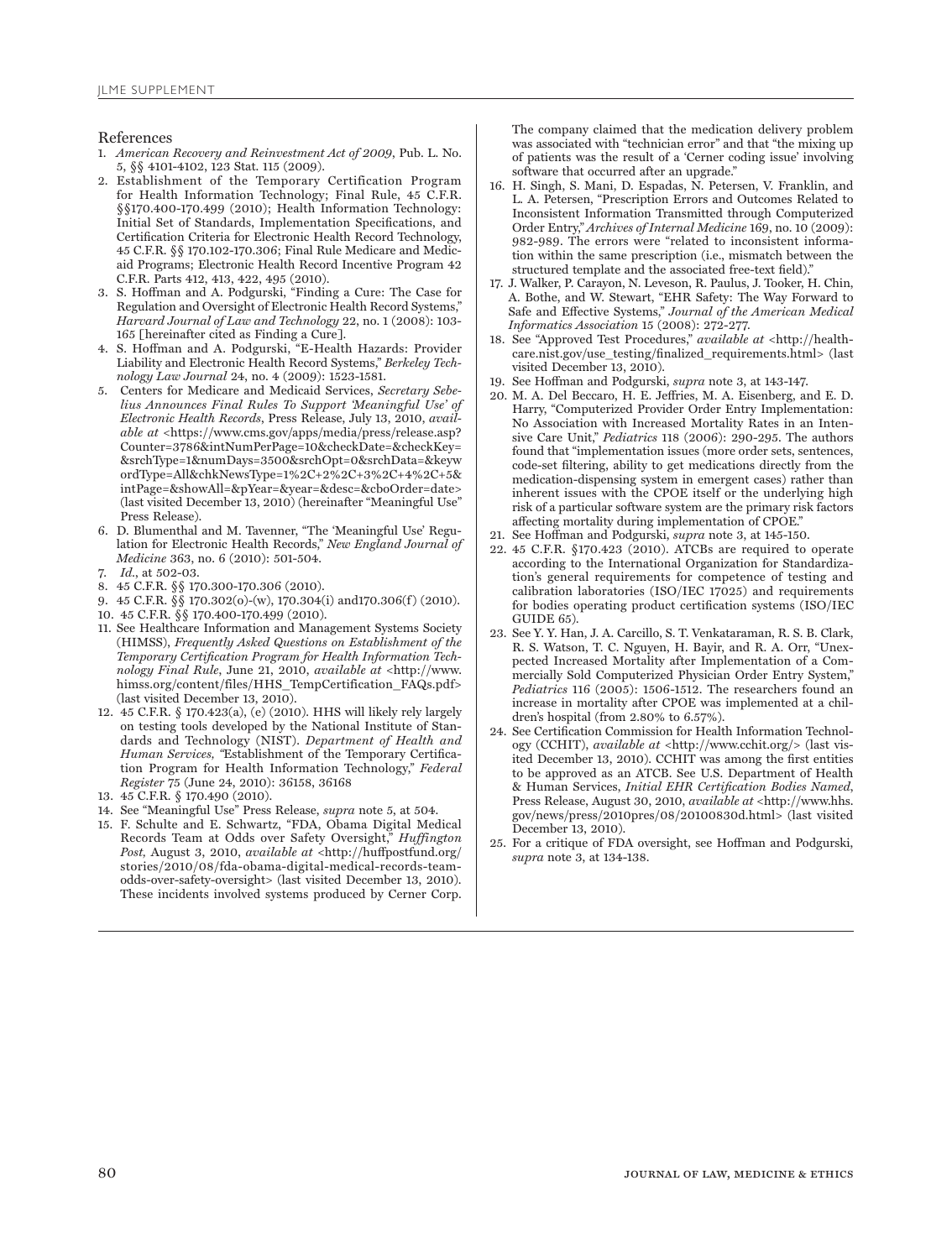## References

1. *American Recovery and Reinvestment Act of 2009*, Pub. L. No. 5, §§ 4101-4102, 123 Stat. 115 (2009).
2. Establishment of the Temporary Certification Program for Health Information Technology; Final Rule, 45 C.F.R. §§170.400-170.499 (2010); Health Information Technology: Initial Set of Standards, Implementation Specifications, and Certification Criteria for Electronic Health Record Technology, 45 C.F.R. §§ 170.102-170.306; Final Rule Medicare and Medicaid Programs; Electronic Health Record Incentive Program 42 C.F.R. Parts 412, 413, 422, 495 (2010).
3. S. Hoffman and A. Podgurski, "Finding a Cure: The Case for Regulation and Oversight of Electronic Health Record Systems," *Harvard Journal of Law and Technology* 22, no. 1 (2008): 103-165 [hereinafter cited as Finding a Cure].
4. S. Hoffman and A. Podgurski, "E-Health Hazards: Provider Liability and Electronic Health Record Systems," *Berkeley Technology Law Journal* 24, no. 4 (2009): 1523-1581.
5. Centers for Medicare and Medicaid Services, *Secretary Sebelius Announces Final Rules To Support 'Meaningful Use' of Electronic Health Records*, Press Release, July 13, 2010, *available at* <https://www.cms.gov/apps/media/press/release.asp?Counter=3786&intNumPerPage=10&checkDate=&checkKey=&srchType=1&numDays=3500&srchOpt=0&srchData=&keywordType=All&chkNewsType=1%2C+2%2C+3%2C+4%2C+5&intPage=&showAll=&pYear=&year=&desc=&cboOrder=date> (last visited December 13, 2010) (hereinafter "Meaningful Use" Press Release).
6. D. Blumenthal and M. Tavenner, "The 'Meaningful Use' Regulation for Electronic Health Records," *New England Journal of Medicine* 363, no. 6 (2010): 501-504.
7. *Id.*, at 502-03.
8. 45 C.F.R. §§ 170.300-170.306 (2010).
9. 45 C.F.R. §§ 170.302(o)-(w), 170.304(i) and170.306(f) (2010).
10. 45 C.F.R. §§ 170.400-170.499 (2010).
11. See Healthcare Information and Management Systems Society (HIMSS), *Frequently Asked Questions on Establishment of the Temporary Certification Program for Health Information Technology Final Rule*, June 21, 2010, *available at* <http://www.himss.org/content/files/HHS_TempCertification_FAQs.pdf> (last visited December 13, 2010).
12. 45 C.F.R. § 170.423(a), (e) (2010). HHS will likely rely largely on testing tools developed by the National Institute of Standards and Technology (NIST). *Department of Health and Human Services, "*Establishment of the Temporary Certification Program for Health Information Technology," *Federal Register* 75 (June 24, 2010): 36158, 36168
13. 45 C.F.R. § 170.490 (2010).
14. See "Meaningful Use" Press Release, *supra* note 5, at 504.
15. F. Schulte and E. Schwartz, "FDA, Obama Digital Medical Records Team at Odds over Safety Oversight," *Huffington Post,* August 3, 2010, *available at* <http://huffpostfund.org/stories/2010/08/fda-obama-digital-medical-records-team-odds-over-safety-oversight> (last visited December 13, 2010). These incidents involved systems produced by Cerner Corp. The company claimed that the medication delivery problem was associated with "technician error" and that "the mixing up of patients was the result of a 'Cerner coding issue' involving software that occurred after an upgrade."
16. H. Singh, S. Mani, D. Espadas, N. Petersen, V. Franklin, and L. A. Petersen, "Prescription Errors and Outcomes Related to Inconsistent Information Transmitted through Computerized Order Entry," *Archives of Internal Medicine* 169, no. 10 (2009): 982-989. The errors were "related to inconsistent information within the same prescription (i.e., mismatch between the structured template and the associated free-text field)."
17. J. Walker, P. Carayon, N. Leveson, R. Paulus, J. Tooker, H. Chin, A. Bothe, and W. Stewart, "EHR Safety: The Way Forward to Safe and Effective Systems," *Journal of the American Medical Informatics Association* 15 (2008): 272-277.
18. See "Approved Test Procedures," *available at* <http://healthcare.nist.gov/use_testing/finalized_requirements.html> (last visited December 13, 2010).
19. See Hoffman and Podgurski, *supra* note 3, at 143-147.
20. M. A. Del Beccaro, H. E. Jeffries, M. A. Eisenberg, and E. D. Harry, "Computerized Provider Order Entry Implementation: No Association with Increased Mortality Rates in an Intensive Care Unit," *Pediatrics* 118 (2006): 290-295. The authors found that "implementation issues (more order sets, sentences, code-set filtering, ability to get medications directly from the medication-dispensing system in emergent cases) rather than inherent issues with the CPOE itself or the underlying high risk of a particular software system are the primary risk factors affecting mortality during implementation of CPOE."
21. See Hoffman and Podgurski, *supra* note 3, at 145-150.
22. 45 C.F.R. §170.423 (2010). ATCBs are required to operate according to the International Organization for Standardization's general requirements for competence of testing and calibration laboratories (ISO/IEC 17025) and requirements for bodies operating product certification systems (ISO/IEC GUIDE 65).
23. See Y. Y. Han, J. A. Carcillo, S. T. Venkataraman, R. S. B. Clark, R. S. Watson, T. C. Nguyen, H. Bayir, and R. A. Orr, "Unexpected Increased Mortality after Implementation of a Commercially Sold Computerized Physician Order Entry System," *Pediatrics* 116 (2005): 1506-1512. The researchers found an increase in mortality after CPOE was implemented at a children's hospital (from 2.80% to 6.57%).
24. See Certification Commission for Health Information Technology (CCHIT), *available at* <http://www.cchit.org/> (last visited December 13, 2010). CCHIT was among the first entities to be approved as an ATCB. See U.S. Department of Health & Human Services, *Initial EHR Certification Bodies Named*, Press Release, August 30, 2010, *available at* <http://www.hhs.gov/news/press/2010pres/08/20100830d.html> (last visited December 13, 2010).
25. For a critique of FDA oversight, see Hoffman and Podgurski, *supra* note 3, at 134-138.